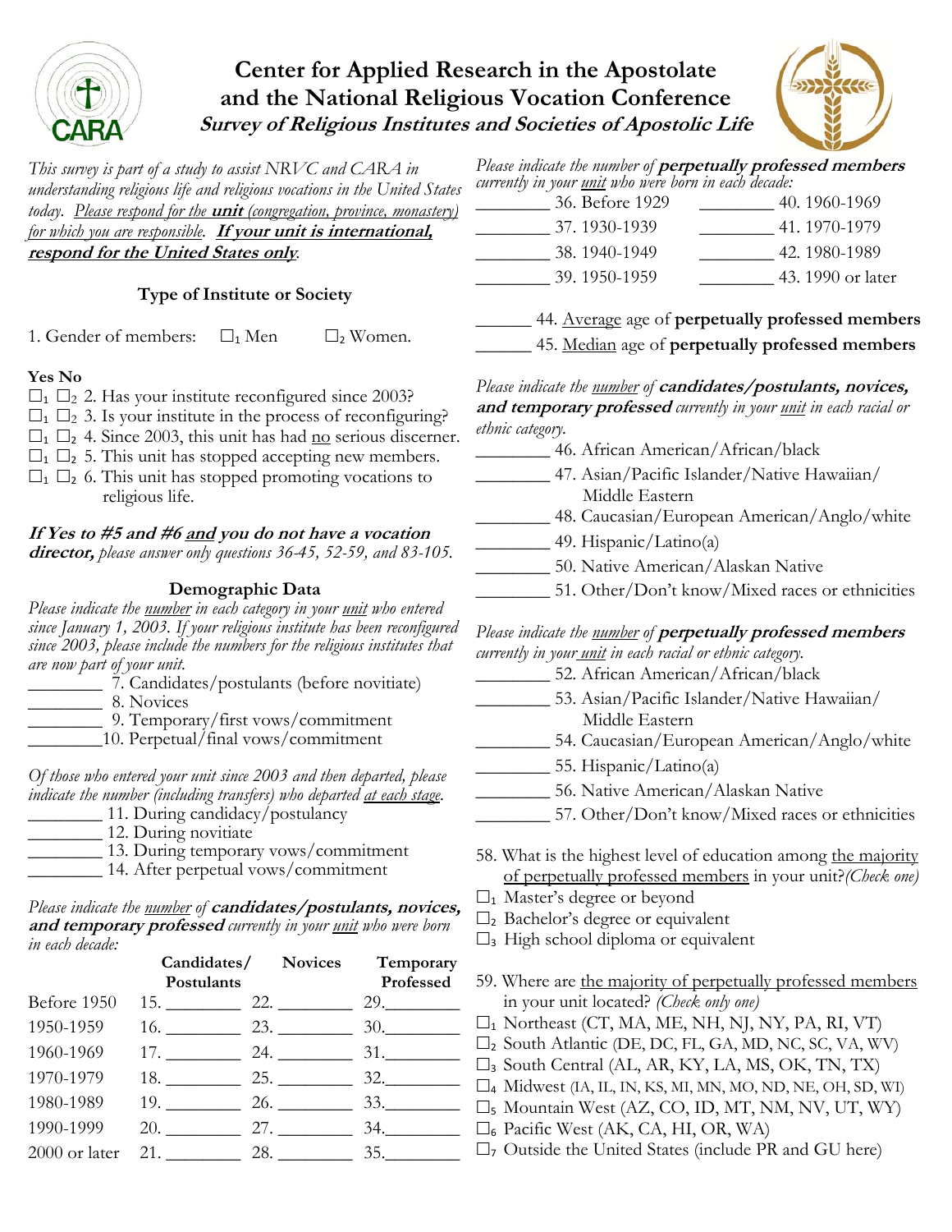# Center for Applied Research in the Apostolate and the National Religious Vocation Conference

## *Survey of Religious Institutes and Societies of Apostolic Life*

*This survey is part of a study to assist NRVC and CARA in understanding religious life and religious vocations in the United States today. Please respond for the **unit** (congregation, province, monastery) for which you are responsible. **If your unit is international, respond for the United States only**.*

### Type of Institute or Society

1. Gender of members: ☐1 Men ☐2 Women.

**Yes No**

☐1 ☐2 2. Has your institute reconfigured since 2003?
☐1 ☐2 3. Is your institute in the process of reconfiguring?
☐1 ☐2 4. Since 2003, this unit has had no serious discerner.
☐1 ☐2 5. This unit has stopped accepting new members.
☐1 ☐2 6. This unit has stopped promoting vocations to religious life.

***If Yes to #5 and #6 and you do not have a vocation director,*** *please answer only questions 36-45, 52-59, and 83-105.*

### Demographic Data

*Please indicate the number in each category in your unit who entered since January 1, 2003. If your religious institute has been reconfigured since 2003, please include the numbers for the religious institutes that are now part of your unit.*

________ 7. Candidates/postulants (before novitiate)
________ 8. Novices
________ 9. Temporary/first vows/commitment
________10. Perpetual/final vows/commitment

*Of those who entered your unit since 2003 and then departed, please indicate the number (including transfers) who departed at each stage.*

________ 11. During candidacy/postulancy
________ 12. During novitiate
________ 13. During temporary vows/commitment
________ 14. After perpetual vows/commitment

*Please indicate the number of **candidates/postulants, novices, and temporary professed** currently in your unit who were born in each decade:*

| | Candidates/ Postulants | Novices | Temporary Professed |
|---|---|---|---|
| Before 1950 | 15. ________ | 22. ________ | 29.________ |
| 1950-1959 | 16. ________ | 23. ________ | 30.________ |
| 1960-1969 | 17. ________ | 24. ________ | 31.________ |
| 1970-1979 | 18. ________ | 25. ________ | 32.________ |
| 1980-1989 | 19. ________ | 26. ________ | 33.________ |
| 1990-1999 | 20. ________ | 27. ________ | 34.________ |
| 2000 or later | 21. ________ | 28. ________ | 35.________ |

*Please indicate the number of **perpetually professed members** currently in your unit who were born in each decade:*

________ 36. Before 1929
________ 37. 1930-1939
________ 38. 1940-1949
________ 39. 1950-1959
________ 40. 1960-1969
________ 41. 1970-1979
________ 42. 1980-1989
________ 43. 1990 or later

______ 44. Average age of **perpetually professed members**
______ 45. Median age of **perpetually professed members**

*Please indicate the number of **candidates/postulants, novices, and temporary professed** currently in your unit in each racial or ethnic category.*

________ 46. African American/African/black
________ 47. Asian/Pacific Islander/Native Hawaiian/ Middle Eastern
________ 48. Caucasian/European American/Anglo/white
________ 49. Hispanic/Latino(a)
________ 50. Native American/Alaskan Native
________ 51. Other/Don't know/Mixed races or ethnicities

*Please indicate the number of **perpetually professed members** currently in your unit in each racial or ethnic category.*

________ 52. African American/African/black
________ 53. Asian/Pacific Islander/Native Hawaiian/ Middle Eastern
________ 54. Caucasian/European American/Anglo/white
________ 55. Hispanic/Latino(a)
________ 56. Native American/Alaskan Native
________ 57. Other/Don't know/Mixed races or ethnicities

58. What is the highest level of education among the majority of perpetually professed members in your unit? *(Check one)*

☐1 Master's degree or beyond
☐2 Bachelor's degree or equivalent
☐3 High school diploma or equivalent

59. Where are the majority of perpetually professed members in your unit located? *(Check only one)*

☐1 Northeast (CT, MA, ME, NH, NJ, NY, PA, RI, VT)
☐2 South Atlantic (DE, DC, FL, GA, MD, NC, SC, VA, WV)
☐3 South Central (AL, AR, KY, LA, MS, OK, TN, TX)
☐4 Midwest (IA, IL, IN, KS, MI, MN, MO, ND, NE, OH, SD, WI)
☐5 Mountain West (AZ, CO, ID, MT, NM, NV, UT, WY)
☐6 Pacific West (AK, CA, HI, OR, WA)
☐7 Outside the United States (include PR and GU here)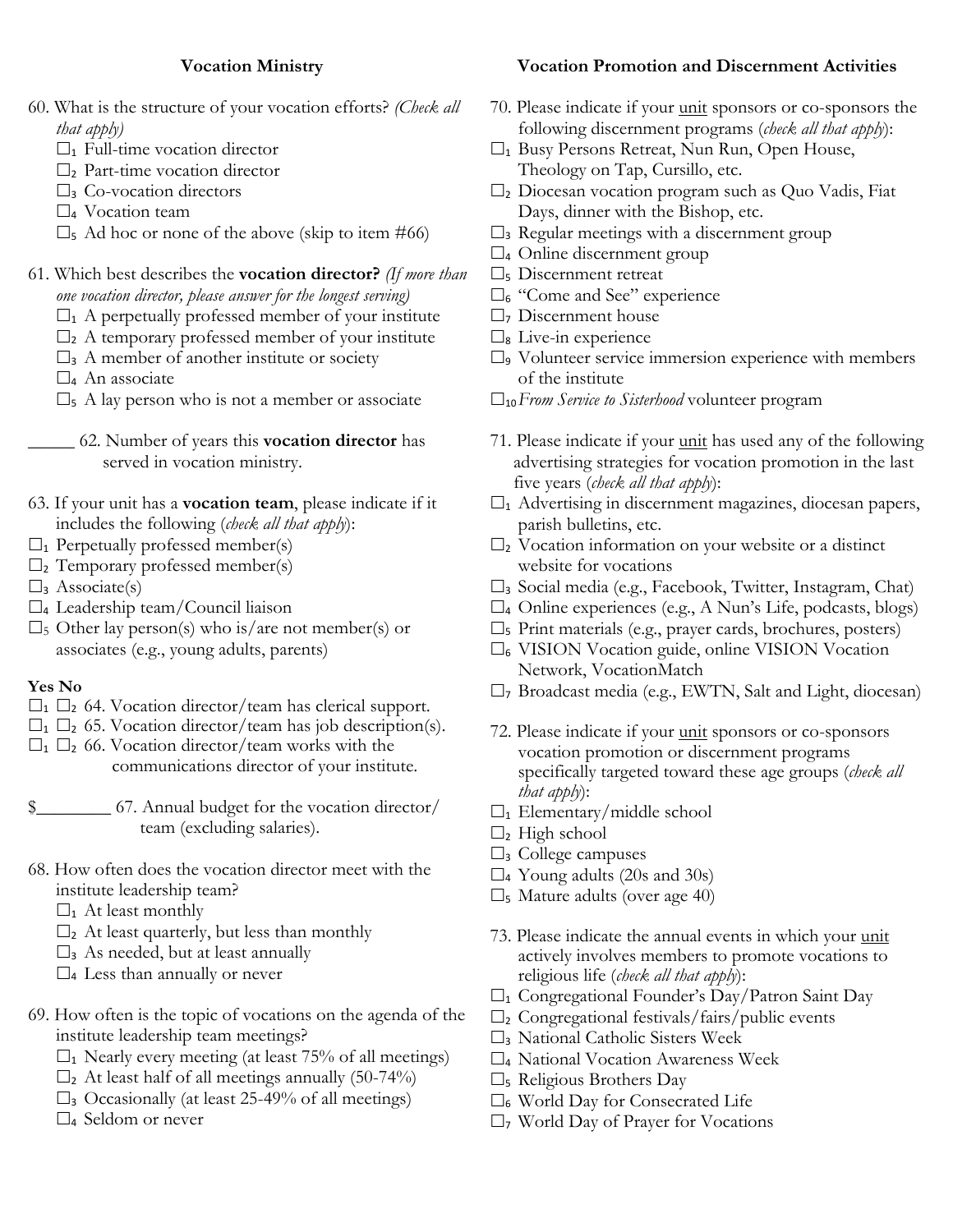## Vocation Ministry

60. What is the structure of your vocation efforts? *(Check all that apply)*
   - ☐1 Full-time vocation director
   - ☐2 Part-time vocation director
   - ☐3 Co-vocation directors
   - ☐4 Vocation team
   - ☐5 Ad hoc or none of the above (skip to item #66)

61. Which best describes the **vocation director?** *(If more than one vocation director, please answer for the longest serving)*
   - ☐1 A perpetually professed member of your institute
   - ☐2 A temporary professed member of your institute
   - ☐3 A member of another institute or society
   - ☐4 An associate
   - ☐5 A lay person who is not a member or associate

_____ 62. Number of years this **vocation director** has served in vocation ministry.

63. If your unit has a **vocation team**, please indicate if it includes the following (*check all that apply*):
   - ☐1 Perpetually professed member(s)
   - ☐2 Temporary professed member(s)
   - ☐3 Associate(s)
   - ☐4 Leadership team/Council liaison
   - ☐5 Other lay person(s) who is/are not member(s) or associates (e.g., young adults, parents)

**Yes No**

- ☐1 ☐2 64. Vocation director/team has clerical support.
- ☐1 ☐2 65. Vocation director/team has job description(s).
- ☐1 ☐2 66. Vocation director/team works with the communications director of your institute.

$________ 67. Annual budget for the vocation director/team (excluding salaries).

68. How often does the vocation director meet with the institute leadership team?
   - ☐1 At least monthly
   - ☐2 At least quarterly, but less than monthly
   - ☐3 As needed, but at least annually
   - ☐4 Less than annually or never

69. How often is the topic of vocations on the agenda of the institute leadership team meetings?
   - ☐1 Nearly every meeting (at least 75% of all meetings)
   - ☐2 At least half of all meetings annually (50-74%)
   - ☐3 Occasionally (at least 25-49% of all meetings)
   - ☐4 Seldom or never

## Vocation Promotion and Discernment Activities

70. Please indicate if your unit sponsors or co-sponsors the following discernment programs (*check all that apply*):
   - ☐1 Busy Persons Retreat, Nun Run, Open House, Theology on Tap, Cursillo, etc.
   - ☐2 Diocesan vocation program such as Quo Vadis, Fiat Days, dinner with the Bishop, etc.
   - ☐3 Regular meetings with a discernment group
   - ☐4 Online discernment group
   - ☐5 Discernment retreat
   - ☐6 "Come and See" experience
   - ☐7 Discernment house
   - ☐8 Live-in experience
   - ☐9 Volunteer service immersion experience with members of the institute
   - ☐10 *From Service to Sisterhood* volunteer program

71. Please indicate if your unit has used any of the following advertising strategies for vocation promotion in the last five years (*check all that apply*):
   - ☐1 Advertising in discernment magazines, diocesan papers, parish bulletins, etc.
   - ☐2 Vocation information on your website or a distinct website for vocations
   - ☐3 Social media (e.g., Facebook, Twitter, Instagram, Chat)
   - ☐4 Online experiences (e.g., A Nun's Life, podcasts, blogs)
   - ☐5 Print materials (e.g., prayer cards, brochures, posters)
   - ☐6 VISION Vocation guide, online VISION Vocation Network, VocationMatch
   - ☐7 Broadcast media (e.g., EWTN, Salt and Light, diocesan)

72. Please indicate if your unit sponsors or co-sponsors vocation promotion or discernment programs specifically targeted toward these age groups (*check all that apply*):
   - ☐1 Elementary/middle school
   - ☐2 High school
   - ☐3 College campuses
   - ☐4 Young adults (20s and 30s)
   - ☐5 Mature adults (over age 40)

73. Please indicate the annual events in which your unit actively involves members to promote vocations to religious life (*check all that apply*):
   - ☐1 Congregational Founder's Day/Patron Saint Day
   - ☐2 Congregational festivals/fairs/public events
   - ☐3 National Catholic Sisters Week
   - ☐4 National Vocation Awareness Week
   - ☐5 Religious Brothers Day
   - ☐6 World Day for Consecrated Life
   - ☐7 World Day of Prayer for Vocations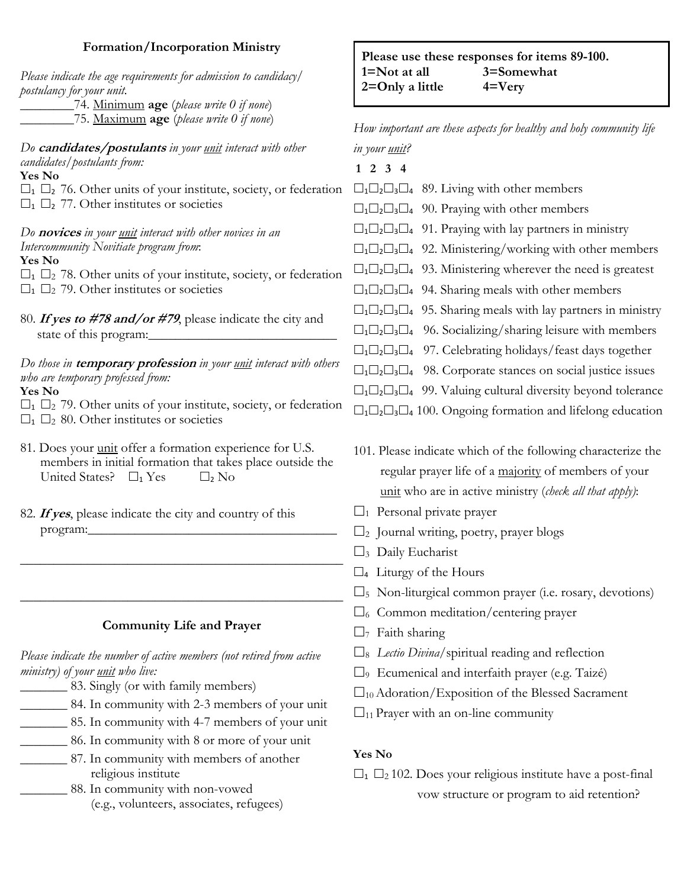## Formation/Incorporation Ministry

*Please indicate the age requirements for admission to candidacy/ postulancy for your unit.*

________74. Minimum **age** (*please write 0 if none*)

________75. Maximum **age** (*please write 0 if none*)

*Do* ***candidates/postulants*** *in your unit interact with other candidates/postulants from:*

**Yes No**

☐1 ☐2 76. Other units of your institute, society, or federation

☐1 ☐2 77. Other institutes or societies

*Do* ***novices*** *in your unit interact with other novices in an Intercommunity Novitiate program from*:

**Yes No**

☐1 ☐2 78. Other units of your institute, society, or federation

☐1 ☐2 79. Other institutes or societies

80. ***If yes to #78 and/or #79***, please indicate the city and state of this program:______________________________

*Do those in* ***temporary profession*** *in your unit interact with others who are temporary professed from:*

**Yes No**

☐1 ☐2 79. Other units of your institute, society, or federation

☐1 ☐2 80. Other institutes or societies

81. Does your unit offer a formation experience for U.S. members in initial formation that takes place outside the United States? ☐1 Yes ☐2 No

82. ***If yes***, please indicate the city and country of this program:______________________________________

_______________________________________________

_______________________________________________

## Community Life and Prayer

*Please indicate the number of active members (not retired from active ministry) of your unit who live:*

_______ 83. Singly (or with family members)

_______ 84. In community with 2-3 members of your unit

_______ 85. In community with 4-7 members of your unit

_______ 86. In community with 8 or more of your unit

_______ 87. In community with members of another religious institute

_______ 88. In community with non-vowed (e.g., volunteers, associates, refugees)

**Please use these responses for items 89-100.**
**1=Not at all 3=Somewhat**
**2=Only a little 4=Very**

*How important are these aspects for healthy and holy community life in your unit?*

**1 2 3 4**

☐1☐2☐3☐4 89. Living with other members

☐1☐2☐3☐4 90. Praying with other members

☐1☐2☐3☐4 91. Praying with lay partners in ministry

☐1☐2☐3☐4 92. Ministering/working with other members

☐1☐2☐3☐4 93. Ministering wherever the need is greatest

☐1☐2☐3☐4 94. Sharing meals with other members

☐1☐2☐3☐4 95. Sharing meals with lay partners in ministry

☐1☐2☐3☐4 96. Socializing/sharing leisure with members

☐1☐2☐3☐4 97. Celebrating holidays/feast days together

☐1☐2☐3☐4 98. Corporate stances on social justice issues

☐1☐2☐3☐4 99. Valuing cultural diversity beyond tolerance

☐1☐2☐3☐4 100. Ongoing formation and lifelong education

101. Please indicate which of the following characterize the regular prayer life of a majority of members of your unit who are in active ministry (*check all that apply*):

☐1 Personal private prayer

☐2 Journal writing, poetry, prayer blogs

☐3 Daily Eucharist

☐4 Liturgy of the Hours

☐5 Non-liturgical common prayer (i.e. rosary, devotions)

☐6 Common meditation/centering prayer

☐7 Faith sharing

☐8 *Lectio Divina*/spiritual reading and reflection

☐9 Ecumenical and interfaith prayer (e.g. Taizé)

☐10 Adoration/Exposition of the Blessed Sacrament

☐11 Prayer with an on-line community

**Yes No**

☐1 ☐2 102. Does your religious institute have a post-final vow structure or program to aid retention?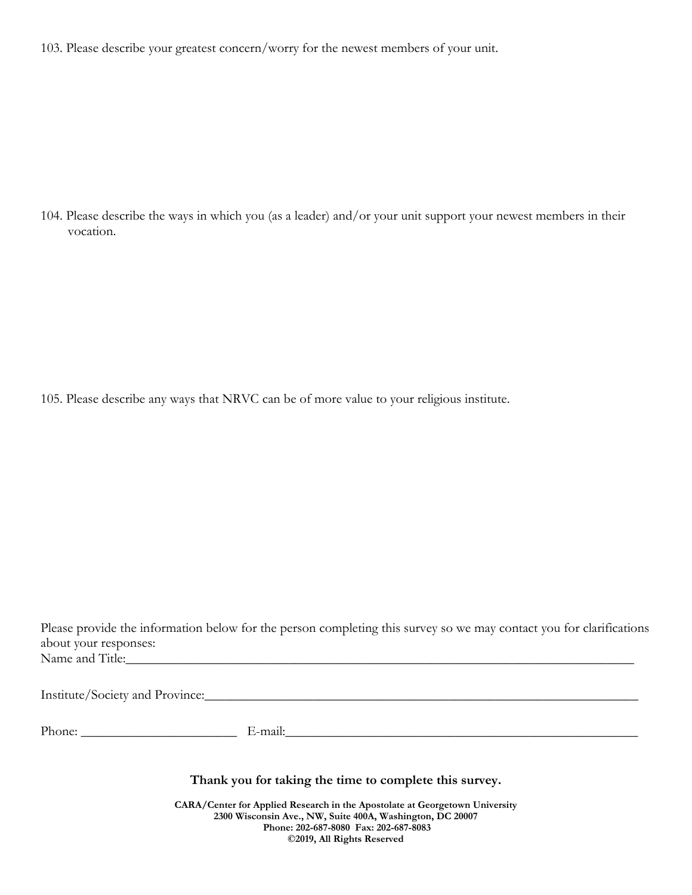103. Please describe your greatest concern/worry for the newest members of your unit.

104. Please describe the ways in which you (as a leader) and/or your unit support your newest members in their vocation.

105. Please describe any ways that NRVC can be of more value to your religious institute.

Please provide the information below for the person completing this survey so we may contact you for clarifications about your responses:

Name and Title:\_\_\_\_\_\_\_\_\_\_\_\_\_\_\_\_\_\_\_\_\_\_\_\_\_\_\_\_\_\_\_\_\_\_\_\_\_\_\_\_\_\_\_\_\_\_\_\_\_\_\_\_\_\_\_\_\_\_\_\_\_\_\_\_\_\_\_\_\_\_

Institute/Society and Province:\_\_\_\_\_\_\_\_\_\_\_\_\_\_\_\_\_\_\_\_\_\_\_\_\_\_\_\_\_\_\_\_\_\_\_\_\_\_\_\_\_\_\_\_\_\_\_\_\_\_\_\_\_\_\_\_\_\_\_

Phone: \_\_\_\_\_\_\_\_\_\_\_\_\_\_\_\_\_\_\_\_\_\_\_\_ E-mail:\_\_\_\_\_\_\_\_\_\_\_\_\_\_\_\_\_\_\_\_\_\_\_\_\_\_\_\_\_\_\_\_\_\_\_\_\_\_\_\_\_\_\_\_\_\_\_\_\_\_\_\_\_\_

**Thank you for taking the time to complete this survey.**

**CARA/Center for Applied Research in the Apostolate at Georgetown University**
**2300 Wisconsin Ave., NW, Suite 400A, Washington, DC 20007**
**Phone: 202-687-8080 Fax: 202-687-8083**
**©2019, All Rights Reserved**